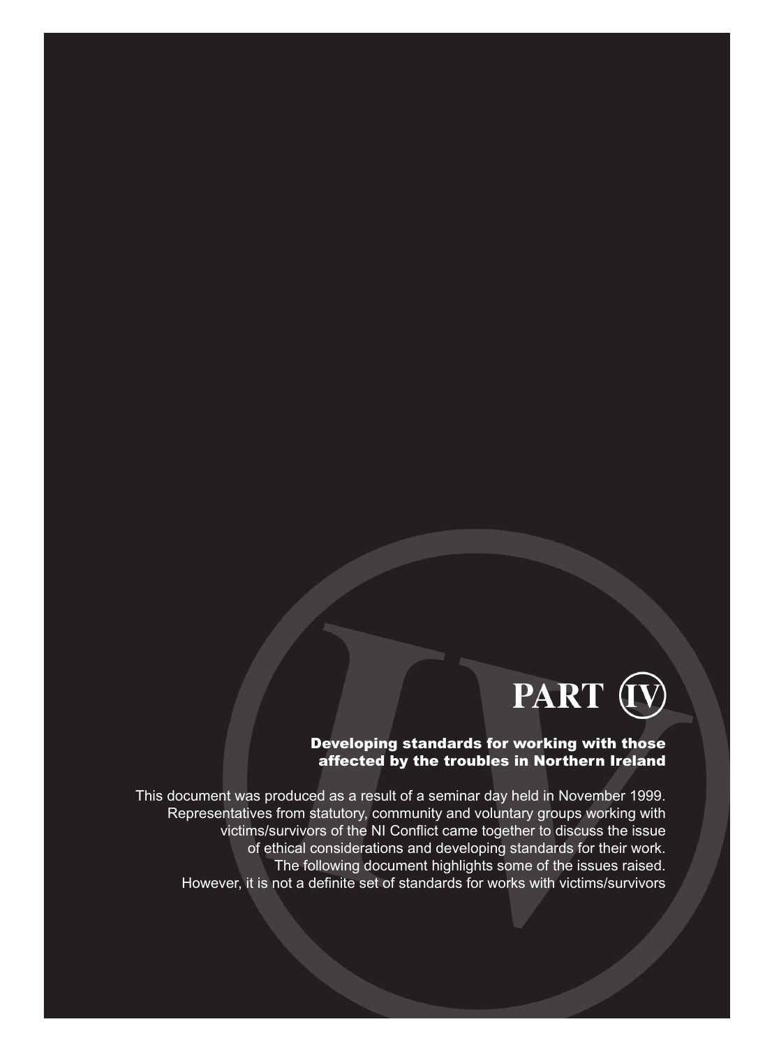# PART IV

## Developing standards for working with those affected by the troubles in Northern Ireland

This document was produced as a result of a seminar day held in November 1999. Representatives from statutory, community and voluntary groups working with victims/survivors of the NI Conflict came together to discuss the issue of ethical considerations and developing standards for their work. The following document highlights some of the issues raised. However, it is not a definite set of standards for works with victims/survivors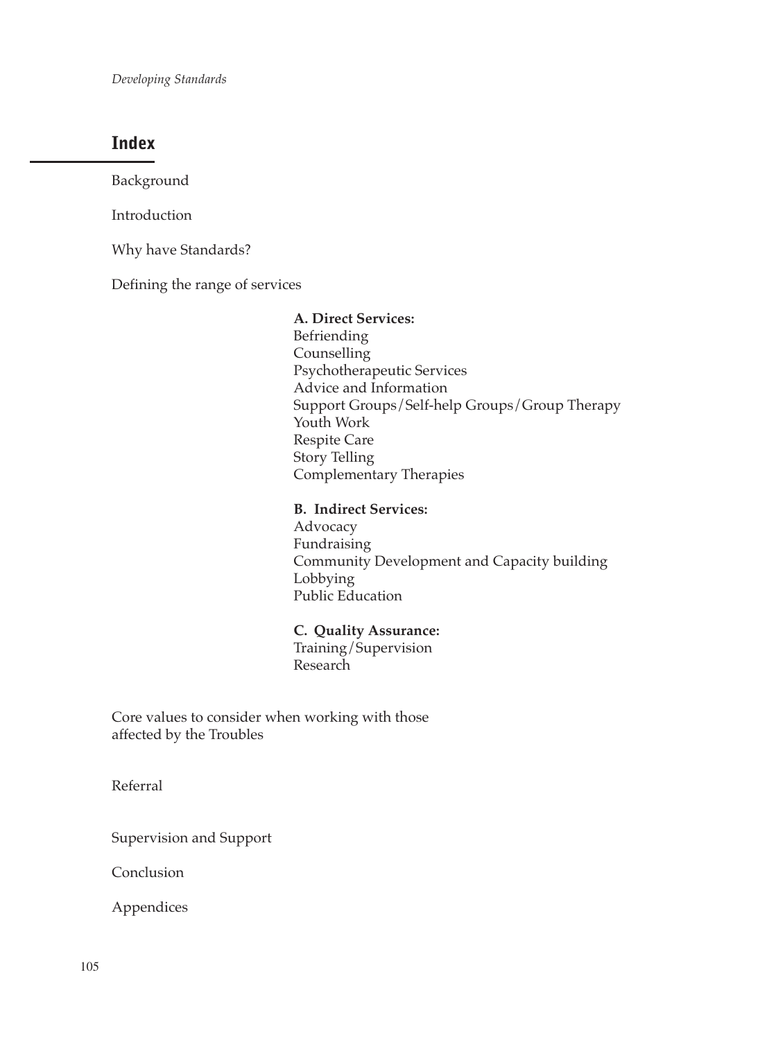## Index

Background

Introduction

Why have Standards?

Defining the range of services

**A. Direct Services:**
Befriending
Counselling
Psychotherapeutic Services
Advice and Information
Support Groups/Self-help Groups/Group Therapy
Youth Work
Respite Care
Story Telling
Complementary Therapies

**B. Indirect Services:**
Advocacy
Fundraising
Community Development and Capacity building
Lobbying
Public Education

**C. Quality Assurance:**
Training/Supervision
Research

Core values to consider when working with those affected by the Troubles

Referral

Supervision and Support

Conclusion

Appendices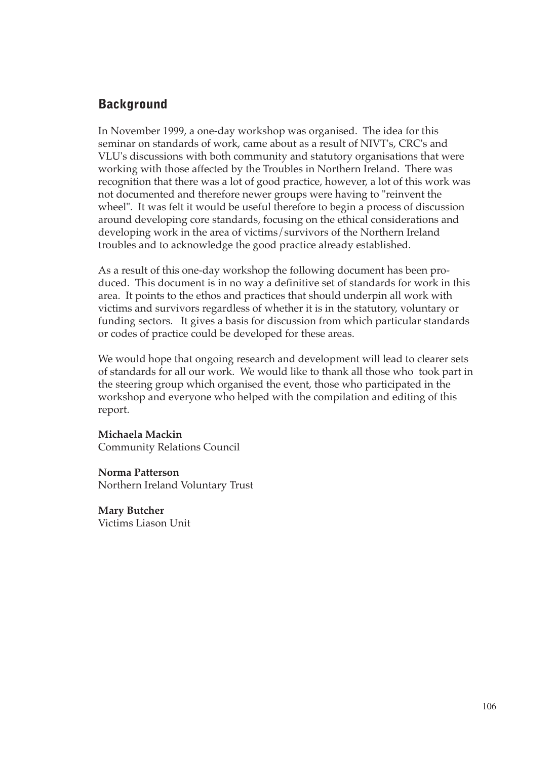## Background

In November 1999, a one-day workshop was organised. The idea for this seminar on standards of work, came about as a result of NIVT's, CRC's and VLU's discussions with both community and statutory organisations that were working with those affected by the Troubles in Northern Ireland. There was recognition that there was a lot of good practice, however, a lot of this work was not documented and therefore newer groups were having to "reinvent the wheel". It was felt it would be useful therefore to begin a process of discussion around developing core standards, focusing on the ethical considerations and developing work in the area of victims/survivors of the Northern Ireland troubles and to acknowledge the good practice already established.

As a result of this one-day workshop the following document has been produced. This document is in no way a definitive set of standards for work in this area. It points to the ethos and practices that should underpin all work with victims and survivors regardless of whether it is in the statutory, voluntary or funding sectors. It gives a basis for discussion from which particular standards or codes of practice could be developed for these areas.

We would hope that ongoing research and development will lead to clearer sets of standards for all our work. We would like to thank all those who took part in the steering group which organised the event, those who participated in the workshop and everyone who helped with the compilation and editing of this report.

**Michaela Mackin**
Community Relations Council

**Norma Patterson**
Northern Ireland Voluntary Trust

**Mary Butcher**
Victims Liason Unit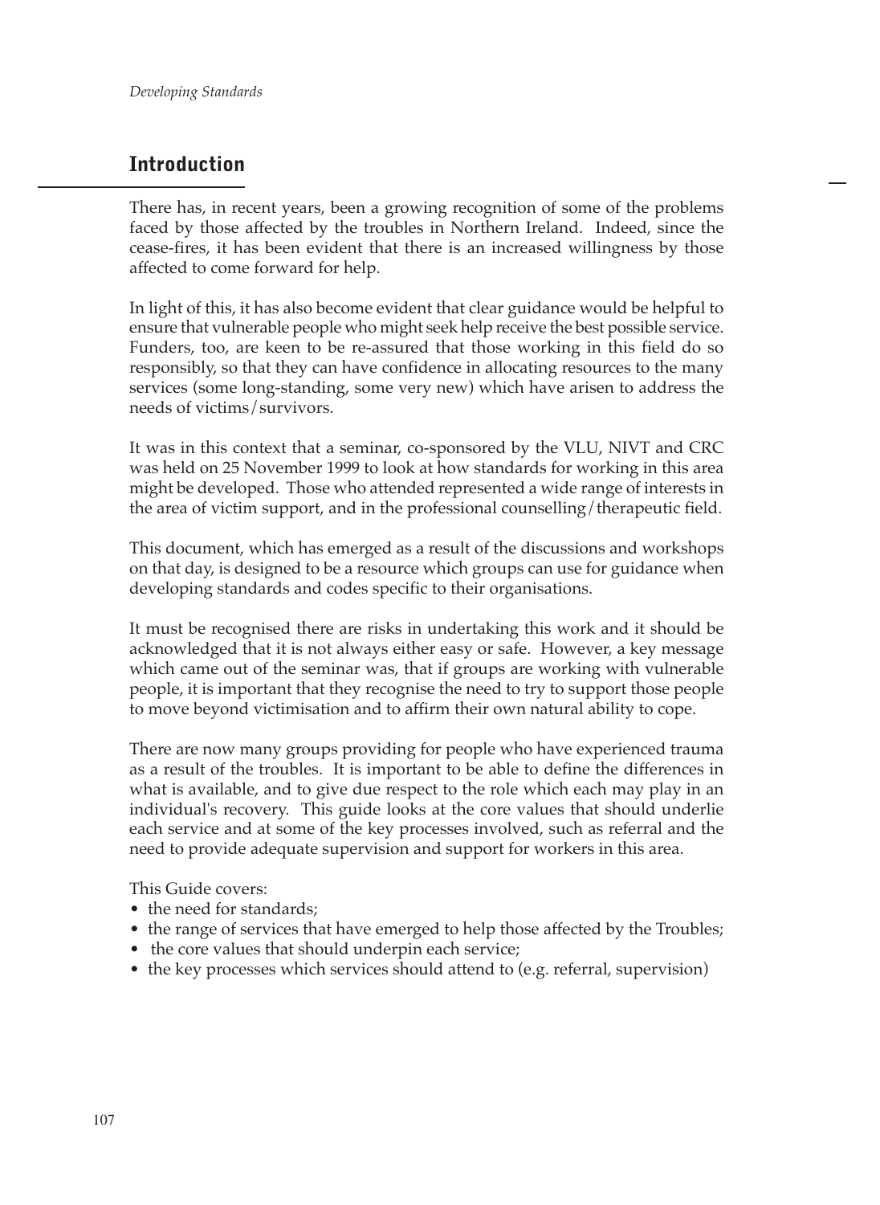## Introduction

There has, in recent years, been a growing recognition of some of the problems faced by those affected by the troubles in Northern Ireland. Indeed, since the cease-fires, it has been evident that there is an increased willingness by those affected to come forward for help.

In light of this, it has also become evident that clear guidance would be helpful to ensure that vulnerable people who might seek help receive the best possible service. Funders, too, are keen to be re-assured that those working in this field do so responsibly, so that they can have confidence in allocating resources to the many services (some long-standing, some very new) which have arisen to address the needs of victims/survivors.

It was in this context that a seminar, co-sponsored by the VLU, NIVT and CRC was held on 25 November 1999 to look at how standards for working in this area might be developed. Those who attended represented a wide range of interests in the area of victim support, and in the professional counselling/therapeutic field.

This document, which has emerged as a result of the discussions and workshops on that day, is designed to be a resource which groups can use for guidance when developing standards and codes specific to their organisations.

It must be recognised there are risks in undertaking this work and it should be acknowledged that it is not always either easy or safe. However, a key message which came out of the seminar was, that if groups are working with vulnerable people, it is important that they recognise the need to try to support those people to move beyond victimisation and to affirm their own natural ability to cope.

There are now many groups providing for people who have experienced trauma as a result of the troubles. It is important to be able to define the differences in what is available, and to give due respect to the role which each may play in an individual's recovery. This guide looks at the core values that should underlie each service and at some of the key processes involved, such as referral and the need to provide adequate supervision and support for workers in this area.

This Guide covers:

- the need for standards;
- the range of services that have emerged to help those affected by the Troubles;
- the core values that should underpin each service;
- the key processes which services should attend to (e.g. referral, supervision)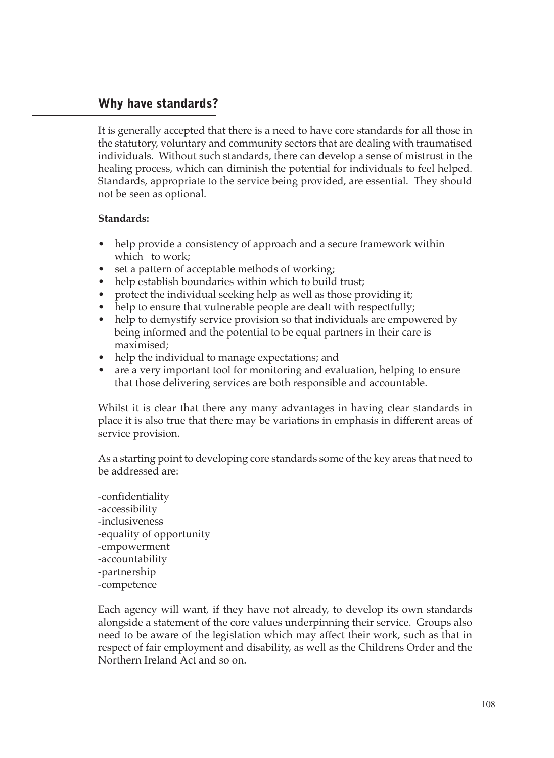## Why have standards?

It is generally accepted that there is a need to have core standards for all those in the statutory, voluntary and community sectors that are dealing with traumatised individuals. Without such standards, there can develop a sense of mistrust in the healing process, which can diminish the potential for individuals to feel helped. Standards, appropriate to the service being provided, are essential. They should not be seen as optional.

**Standards:**

- help provide a consistency of approach and a secure framework within which to work;
- set a pattern of acceptable methods of working;
- help establish boundaries within which to build trust;
- protect the individual seeking help as well as those providing it;
- help to ensure that vulnerable people are dealt with respectfully;
- help to demystify service provision so that individuals are empowered by being informed and the potential to be equal partners in their care is maximised;
- help the individual to manage expectations; and
- are a very important tool for monitoring and evaluation, helping to ensure that those delivering services are both responsible and accountable.

Whilst it is clear that there any many advantages in having clear standards in place it is also true that there may be variations in emphasis in different areas of service provision.

As a starting point to developing core standards some of the key areas that need to be addressed are:

-confidentiality
-accessibility
-inclusiveness
-equality of opportunity
-empowerment
-accountability
-partnership
-competence

Each agency will want, if they have not already, to develop its own standards alongside a statement of the core values underpinning their service. Groups also need to be aware of the legislation which may affect their work, such as that in respect of fair employment and disability, as well as the Childrens Order and the Northern Ireland Act and so on.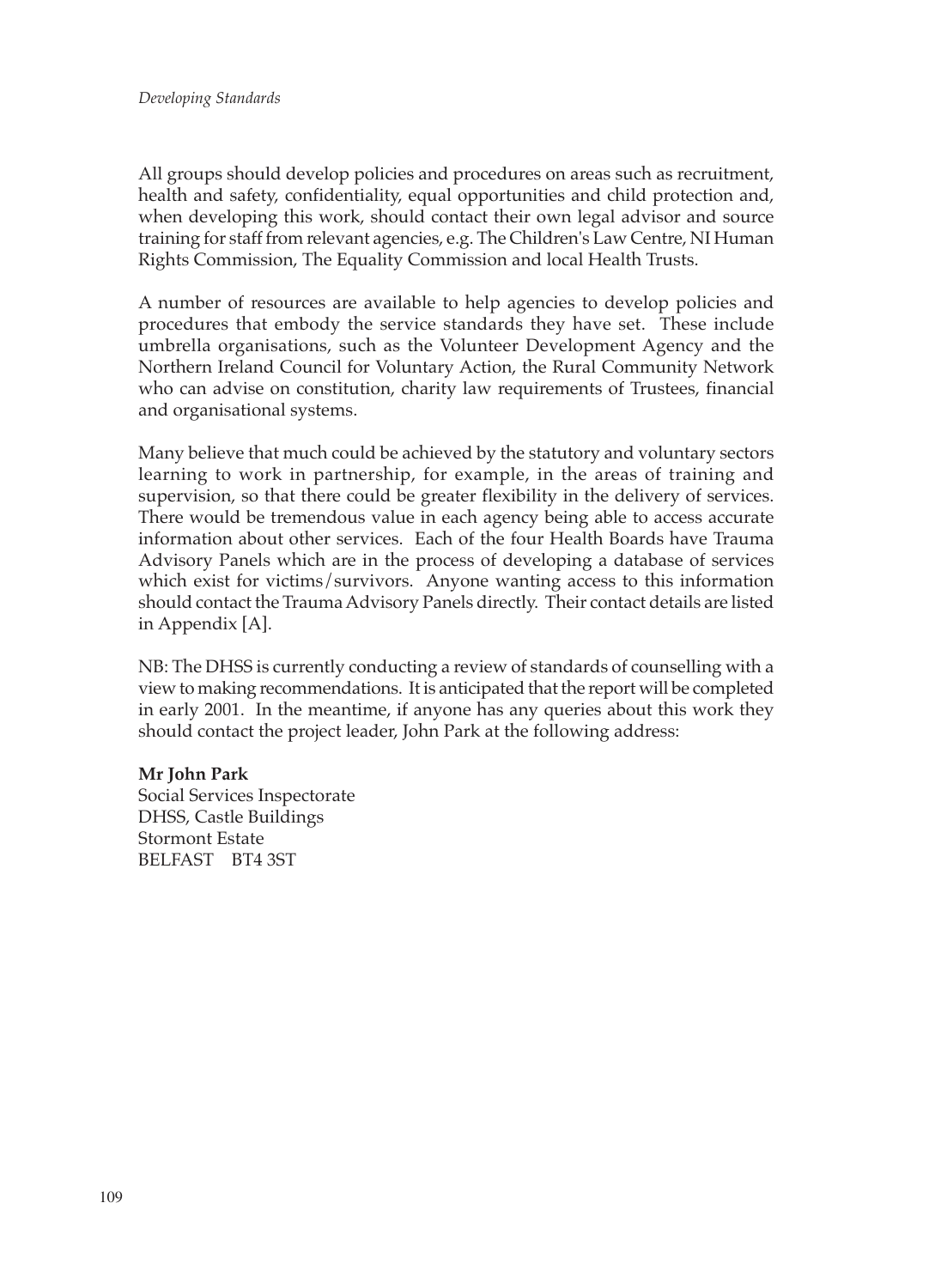All groups should develop policies and procedures on areas such as recruitment, health and safety, confidentiality, equal opportunities and child protection and, when developing this work, should contact their own legal advisor and source training for staff from relevant agencies, e.g. The Children's Law Centre, NI Human Rights Commission, The Equality Commission and local Health Trusts.

A number of resources are available to help agencies to develop policies and procedures that embody the service standards they have set. These include umbrella organisations, such as the Volunteer Development Agency and the Northern Ireland Council for Voluntary Action, the Rural Community Network who can advise on constitution, charity law requirements of Trustees, financial and organisational systems.

Many believe that much could be achieved by the statutory and voluntary sectors learning to work in partnership, for example, in the areas of training and supervision, so that there could be greater flexibility in the delivery of services. There would be tremendous value in each agency being able to access accurate information about other services. Each of the four Health Boards have Trauma Advisory Panels which are in the process of developing a database of services which exist for victims/survivors. Anyone wanting access to this information should contact the Trauma Advisory Panels directly. Their contact details are listed in Appendix [A].

NB: The DHSS is currently conducting a review of standards of counselling with a view to making recommendations. It is anticipated that the report will be completed in early 2001. In the meantime, if anyone has any queries about this work they should contact the project leader, John Park at the following address:

**Mr John Park**
Social Services Inspectorate
DHSS, Castle Buildings
Stormont Estate
BELFAST BT4 3ST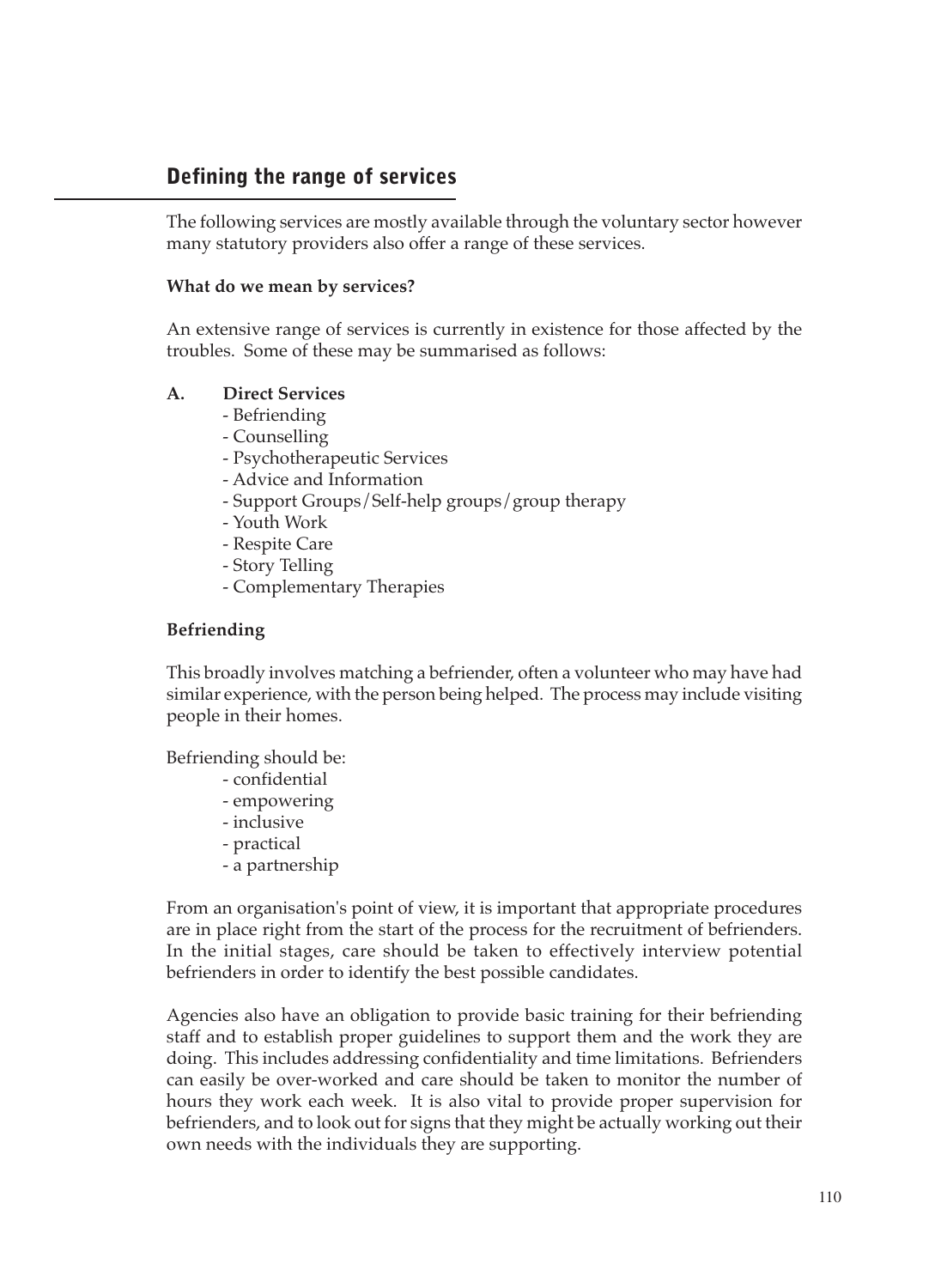## Defining the range of services

The following services are mostly available through the voluntary sector however many statutory providers also offer a range of these services.

**What do we mean by services?**

An extensive range of services is currently in existence for those affected by the troubles. Some of these may be summarised as follows:

**A. Direct Services**

- Befriending
- Counselling
- Psychotherapeutic Services
- Advice and Information
- Support Groups/Self-help groups/group therapy
- Youth Work
- Respite Care
- Story Telling
- Complementary Therapies

**Befriending**

This broadly involves matching a befriender, often a volunteer who may have had similar experience, with the person being helped. The process may include visiting people in their homes.

Befriending should be:

- confidential
- empowering
- inclusive
- practical
- a partnership

From an organisation's point of view, it is important that appropriate procedures are in place right from the start of the process for the recruitment of befrienders. In the initial stages, care should be taken to effectively interview potential befrienders in order to identify the best possible candidates.

Agencies also have an obligation to provide basic training for their befriending staff and to establish proper guidelines to support them and the work they are doing. This includes addressing confidentiality and time limitations. Befrienders can easily be over-worked and care should be taken to monitor the number of hours they work each week. It is also vital to provide proper supervision for befrienders, and to look out for signs that they might be actually working out their own needs with the individuals they are supporting.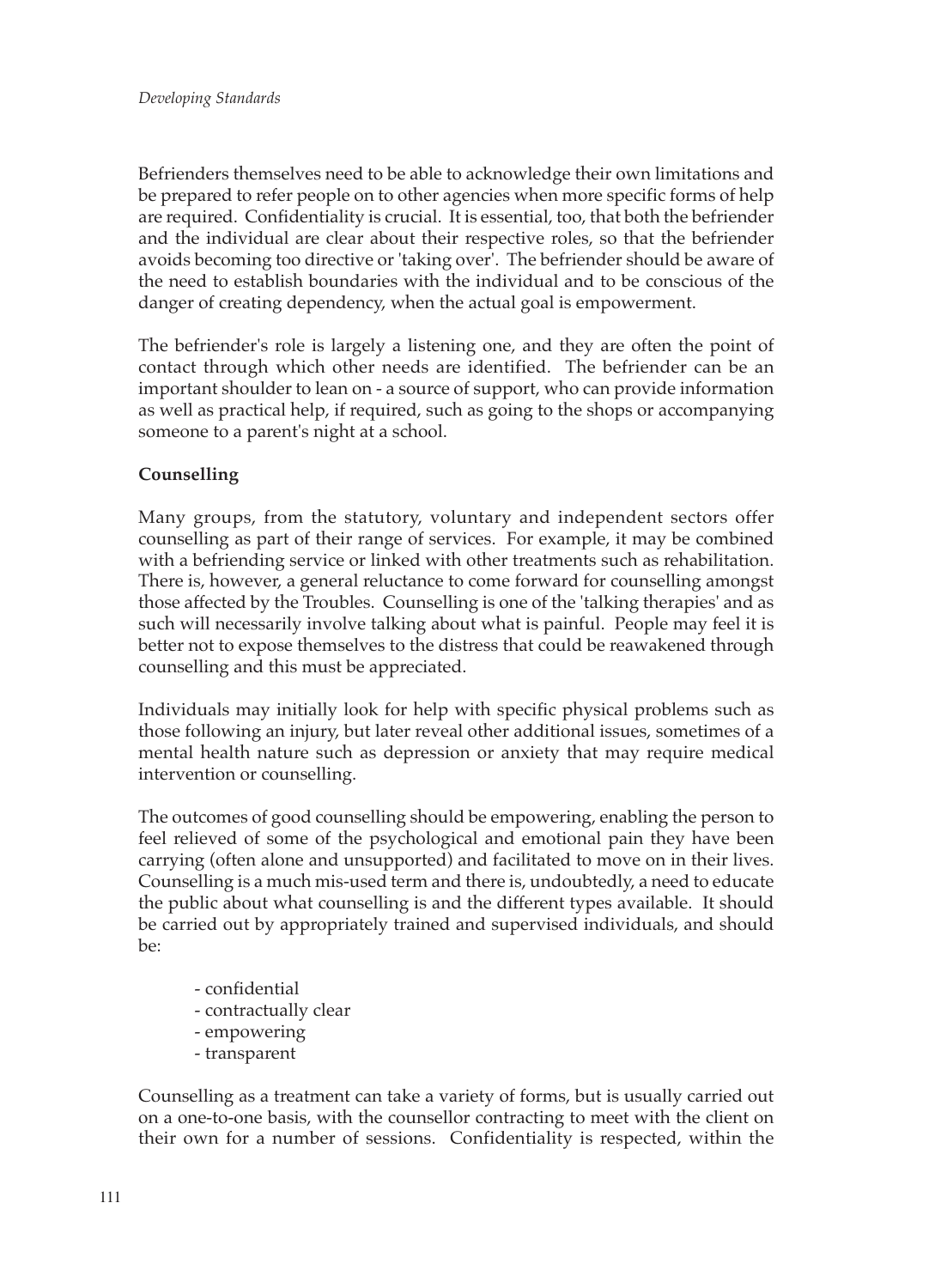Befrienders themselves need to be able to acknowledge their own limitations and be prepared to refer people on to other agencies when more specific forms of help are required. Confidentiality is crucial. It is essential, too, that both the befriender and the individual are clear about their respective roles, so that the befriender avoids becoming too directive or 'taking over'. The befriender should be aware of the need to establish boundaries with the individual and to be conscious of the danger of creating dependency, when the actual goal is empowerment.

The befriender's role is largely a listening one, and they are often the point of contact through which other needs are identified. The befriender can be an important shoulder to lean on - a source of support, who can provide information as well as practical help, if required, such as going to the shops or accompanying someone to a parent's night at a school.

**Counselling**

Many groups, from the statutory, voluntary and independent sectors offer counselling as part of their range of services. For example, it may be combined with a befriending service or linked with other treatments such as rehabilitation. There is, however, a general reluctance to come forward for counselling amongst those affected by the Troubles. Counselling is one of the 'talking therapies' and as such will necessarily involve talking about what is painful. People may feel it is better not to expose themselves to the distress that could be reawakened through counselling and this must be appreciated.

Individuals may initially look for help with specific physical problems such as those following an injury, but later reveal other additional issues, sometimes of a mental health nature such as depression or anxiety that may require medical intervention or counselling.

The outcomes of good counselling should be empowering, enabling the person to feel relieved of some of the psychological and emotional pain they have been carrying (often alone and unsupported) and facilitated to move on in their lives. Counselling is a much mis-used term and there is, undoubtedly, a need to educate the public about what counselling is and the different types available. It should be carried out by appropriately trained and supervised individuals, and should be:

- confidential
- contractually clear
- empowering
- transparent

Counselling as a treatment can take a variety of forms, but is usually carried out on a one-to-one basis, with the counsellor contracting to meet with the client on their own for a number of sessions. Confidentiality is respected, within the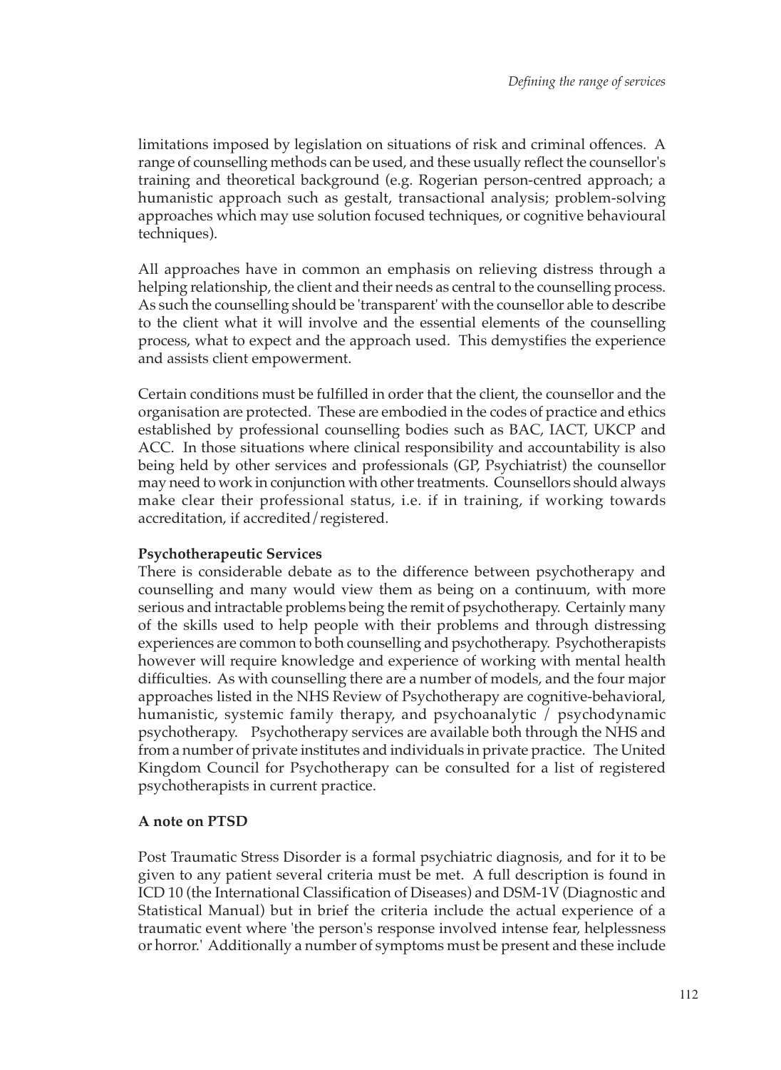limitations imposed by legislation on situations of risk and criminal offences. A range of counselling methods can be used, and these usually reflect the counsellor's training and theoretical background (e.g. Rogerian person-centred approach; a humanistic approach such as gestalt, transactional analysis; problem-solving approaches which may use solution focused techniques, or cognitive behavioural techniques).

All approaches have in common an emphasis on relieving distress through a helping relationship, the client and their needs as central to the counselling process. As such the counselling should be 'transparent' with the counsellor able to describe to the client what it will involve and the essential elements of the counselling process, what to expect and the approach used. This demystifies the experience and assists client empowerment.

Certain conditions must be fulfilled in order that the client, the counsellor and the organisation are protected. These are embodied in the codes of practice and ethics established by professional counselling bodies such as BAC, IACT, UKCP and ACC. In those situations where clinical responsibility and accountability is also being held by other services and professionals (GP, Psychiatrist) the counsellor may need to work in conjunction with other treatments. Counsellors should always make clear their professional status, i.e. if in training, if working towards accreditation, if accredited/registered.

**Psychotherapeutic Services**

There is considerable debate as to the difference between psychotherapy and counselling and many would view them as being on a continuum, with more serious and intractable problems being the remit of psychotherapy. Certainly many of the skills used to help people with their problems and through distressing experiences are common to both counselling and psychotherapy. Psychotherapists however will require knowledge and experience of working with mental health difficulties. As with counselling there are a number of models, and the four major approaches listed in the NHS Review of Psychotherapy are cognitive-behavioral, humanistic, systemic family therapy, and psychoanalytic / psychodynamic psychotherapy. Psychotherapy services are available both through the NHS and from a number of private institutes and individuals in private practice. The United Kingdom Council for Psychotherapy can be consulted for a list of registered psychotherapists in current practice.

**A note on PTSD**

Post Traumatic Stress Disorder is a formal psychiatric diagnosis, and for it to be given to any patient several criteria must be met. A full description is found in ICD 10 (the International Classification of Diseases) and DSM-1V (Diagnostic and Statistical Manual) but in brief the criteria include the actual experience of a traumatic event where 'the person's response involved intense fear, helplessness or horror.' Additionally a number of symptoms must be present and these include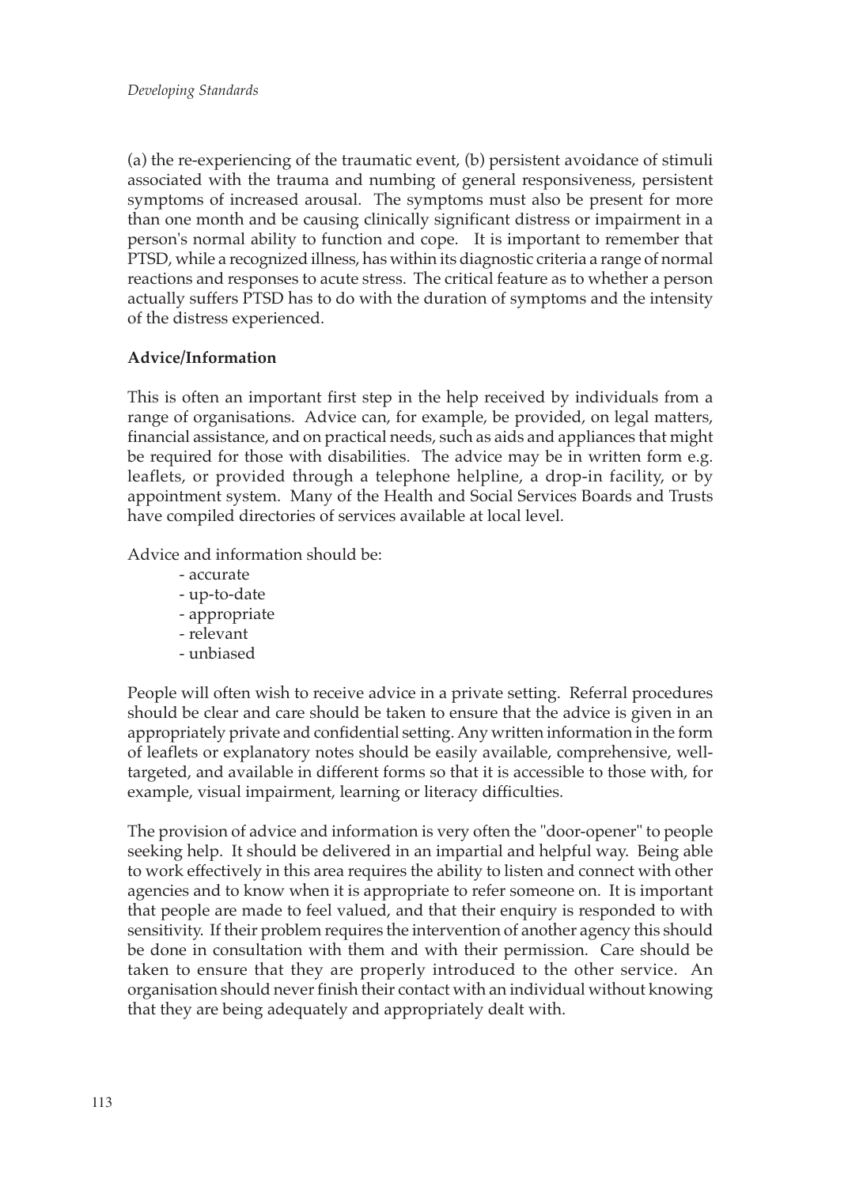(a) the re-experiencing of the traumatic event, (b) persistent avoidance of stimuli associated with the trauma and numbing of general responsiveness, persistent symptoms of increased arousal. The symptoms must also be present for more than one month and be causing clinically significant distress or impairment in a person's normal ability to function and cope. It is important to remember that PTSD, while a recognized illness, has within its diagnostic criteria a range of normal reactions and responses to acute stress. The critical feature as to whether a person actually suffers PTSD has to do with the duration of symptoms and the intensity of the distress experienced.

**Advice/Information**

This is often an important first step in the help received by individuals from a range of organisations. Advice can, for example, be provided, on legal matters, financial assistance, and on practical needs, such as aids and appliances that might be required for those with disabilities. The advice may be in written form e.g. leaflets, or provided through a telephone helpline, a drop-in facility, or by appointment system. Many of the Health and Social Services Boards and Trusts have compiled directories of services available at local level.

Advice and information should be:

- accurate
- up-to-date
- appropriate
- relevant
- unbiased

People will often wish to receive advice in a private setting. Referral procedures should be clear and care should be taken to ensure that the advice is given in an appropriately private and confidential setting. Any written information in the form of leaflets or explanatory notes should be easily available, comprehensive, well-targeted, and available in different forms so that it is accessible to those with, for example, visual impairment, learning or literacy difficulties.

The provision of advice and information is very often the "door-opener" to people seeking help. It should be delivered in an impartial and helpful way. Being able to work effectively in this area requires the ability to listen and connect with other agencies and to know when it is appropriate to refer someone on. It is important that people are made to feel valued, and that their enquiry is responded to with sensitivity. If their problem requires the intervention of another agency this should be done in consultation with them and with their permission. Care should be taken to ensure that they are properly introduced to the other service. An organisation should never finish their contact with an individual without knowing that they are being adequately and appropriately dealt with.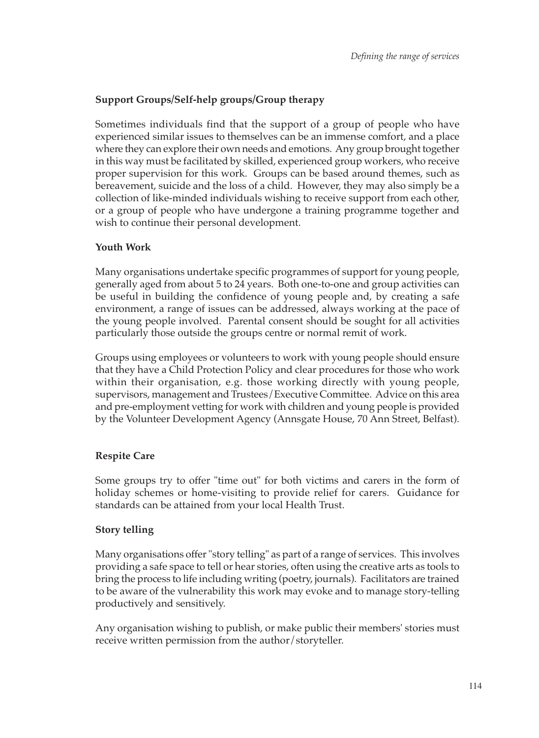**Support Groups/Self-help groups/Group therapy**

Sometimes individuals find that the support of a group of people who have experienced similar issues to themselves can be an immense comfort, and a place where they can explore their own needs and emotions. Any group brought together in this way must be facilitated by skilled, experienced group workers, who receive proper supervision for this work. Groups can be based around themes, such as bereavement, suicide and the loss of a child. However, they may also simply be a collection of like-minded individuals wishing to receive support from each other, or a group of people who have undergone a training programme together and wish to continue their personal development.

**Youth Work**

Many organisations undertake specific programmes of support for young people, generally aged from about 5 to 24 years. Both one-to-one and group activities can be useful in building the confidence of young people and, by creating a safe environment, a range of issues can be addressed, always working at the pace of the young people involved. Parental consent should be sought for all activities particularly those outside the groups centre or normal remit of work.

Groups using employees or volunteers to work with young people should ensure that they have a Child Protection Policy and clear procedures for those who work within their organisation, e.g. those working directly with young people, supervisors, management and Trustees/Executive Committee. Advice on this area and pre-employment vetting for work with children and young people is provided by the Volunteer Development Agency (Annsgate House, 70 Ann Street, Belfast).

**Respite Care**

Some groups try to offer "time out" for both victims and carers in the form of holiday schemes or home-visiting to provide relief for carers. Guidance for standards can be attained from your local Health Trust.

**Story telling**

Many organisations offer "story telling" as part of a range of services. This involves providing a safe space to tell or hear stories, often using the creative arts as tools to bring the process to life including writing (poetry, journals). Facilitators are trained to be aware of the vulnerability this work may evoke and to manage story-telling productively and sensitively.

Any organisation wishing to publish, or make public their members' stories must receive written permission from the author/storyteller.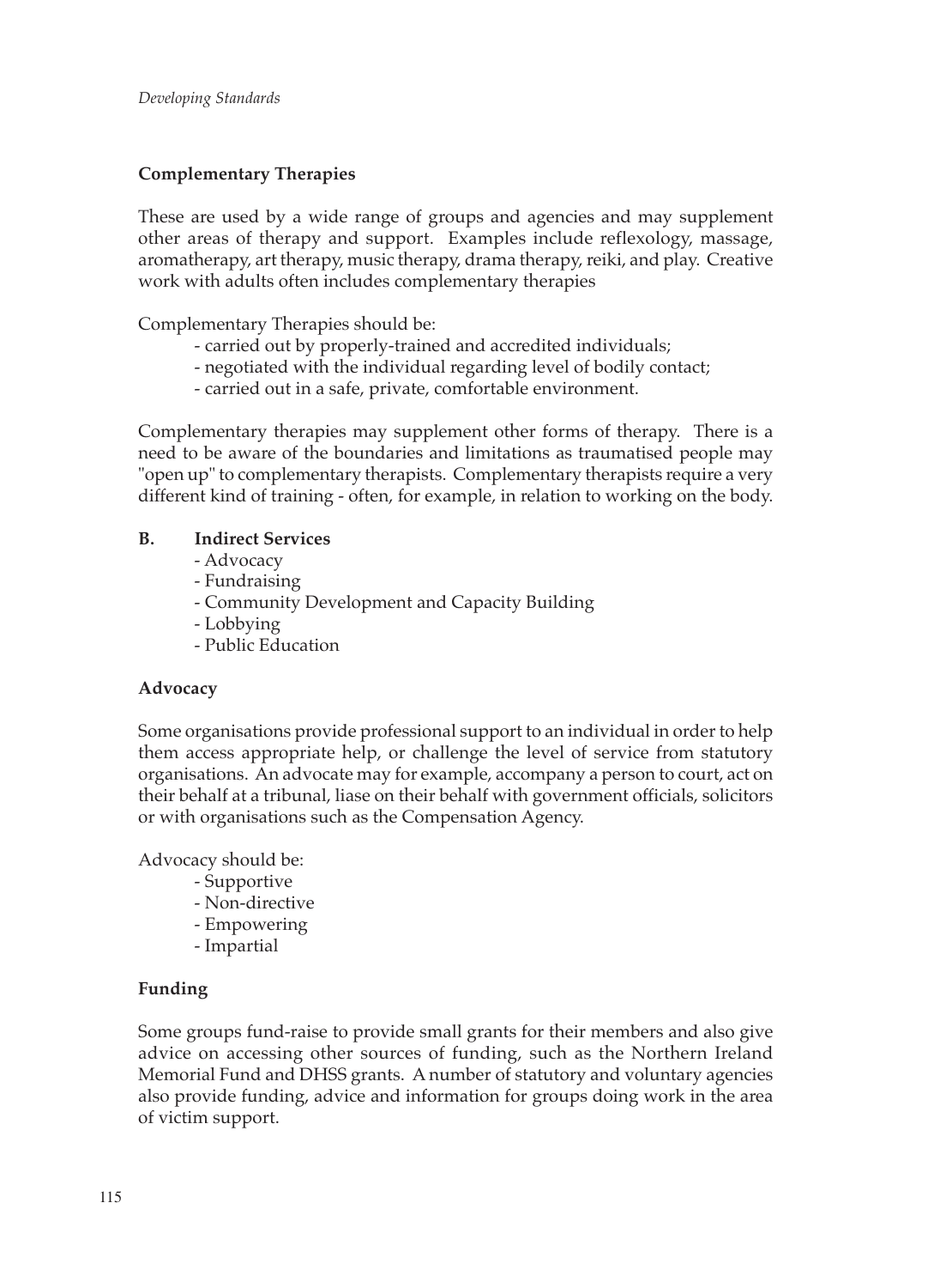### Complementary Therapies

These are used by a wide range of groups and agencies and may supplement other areas of therapy and support. Examples include reflexology, massage, aromatherapy, art therapy, music therapy, drama therapy, reiki, and play. Creative work with adults often includes complementary therapies

Complementary Therapies should be:

- carried out by properly-trained and accredited individuals;
- negotiated with the individual regarding level of bodily contact;
- carried out in a safe, private, comfortable environment.

Complementary therapies may supplement other forms of therapy. There is a need to be aware of the boundaries and limitations as traumatised people may "open up" to complementary therapists. Complementary therapists require a very different kind of training - often, for example, in relation to working on the body.

## B. Indirect Services

- Advocacy
- Fundraising
- Community Development and Capacity Building
- Lobbying
- Public Education

### Advocacy

Some organisations provide professional support to an individual in order to help them access appropriate help, or challenge the level of service from statutory organisations. An advocate may for example, accompany a person to court, act on their behalf at a tribunal, liase on their behalf with government officials, solicitors or with organisations such as the Compensation Agency.

Advocacy should be:

- Supportive
- Non-directive
- Empowering
- Impartial

### Funding

Some groups fund-raise to provide small grants for their members and also give advice on accessing other sources of funding, such as the Northern Ireland Memorial Fund and DHSS grants. A number of statutory and voluntary agencies also provide funding, advice and information for groups doing work in the area of victim support.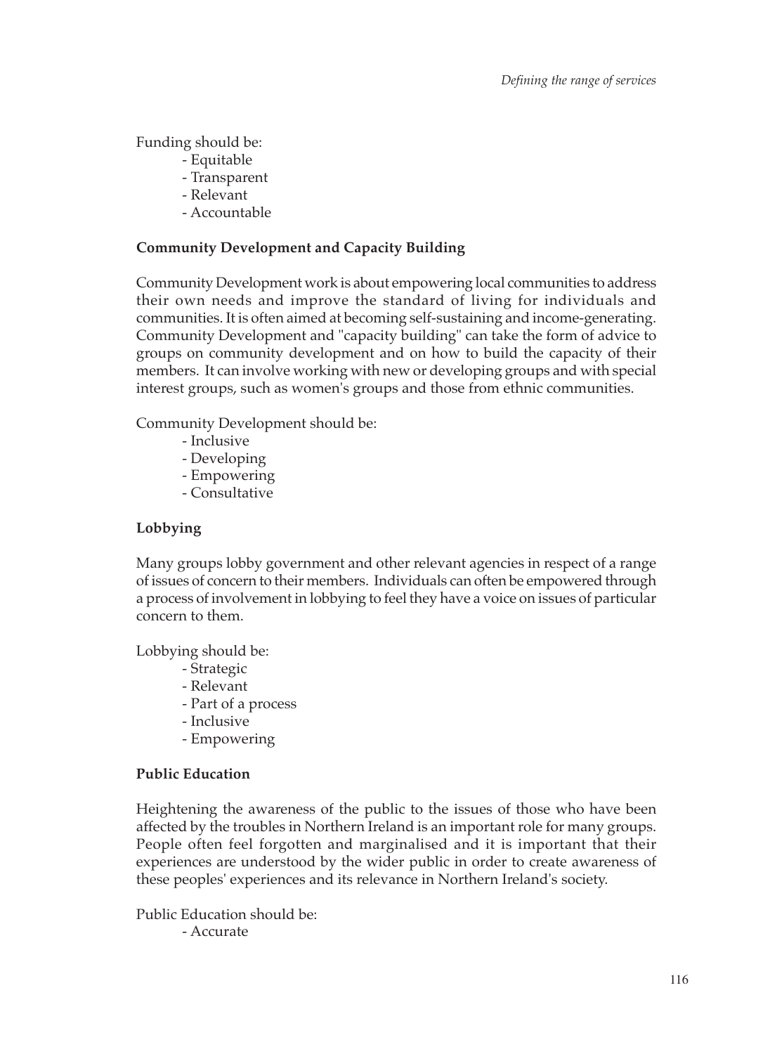Funding should be:

- Equitable
- Transparent
- Relevant
- Accountable

**Community Development and Capacity Building**

Community Development work is about empowering local communities to address their own needs and improve the standard of living for individuals and communities. It is often aimed at becoming self-sustaining and income-generating. Community Development and "capacity building" can take the form of advice to groups on community development and on how to build the capacity of their members. It can involve working with new or developing groups and with special interest groups, such as women's groups and those from ethnic communities.

Community Development should be:

- Inclusive
- Developing
- Empowering
- Consultative

**Lobbying**

Many groups lobby government and other relevant agencies in respect of a range of issues of concern to their members. Individuals can often be empowered through a process of involvement in lobbying to feel they have a voice on issues of particular concern to them.

Lobbying should be:

- Strategic
- Relevant
- Part of a process
- Inclusive
- Empowering

**Public Education**

Heightening the awareness of the public to the issues of those who have been affected by the troubles in Northern Ireland is an important role for many groups. People often feel forgotten and marginalised and it is important that their experiences are understood by the wider public in order to create awareness of these peoples' experiences and its relevance in Northern Ireland's society.

Public Education should be:

- Accurate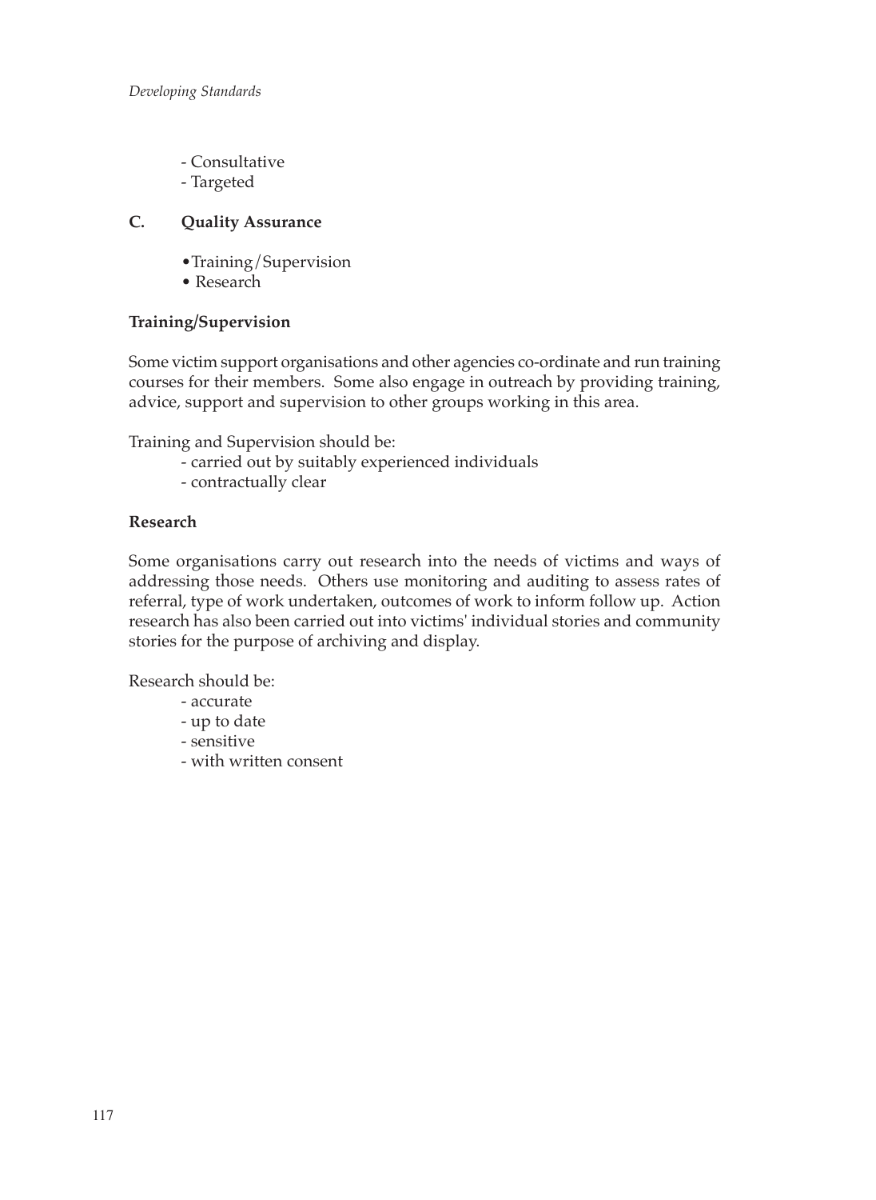- Consultative
- Targeted

### C. Quality Assurance

- Training/Supervision
- Research

**Training/Supervision**

Some victim support organisations and other agencies co-ordinate and run training courses for their members. Some also engage in outreach by providing training, advice, support and supervision to other groups working in this area.

Training and Supervision should be:

- carried out by suitably experienced individuals
- contractually clear

**Research**

Some organisations carry out research into the needs of victims and ways of addressing those needs. Others use monitoring and auditing to assess rates of referral, type of work undertaken, outcomes of work to inform follow up. Action research has also been carried out into victims' individual stories and community stories for the purpose of archiving and display.

Research should be:

- accurate
- up to date
- sensitive
- with written consent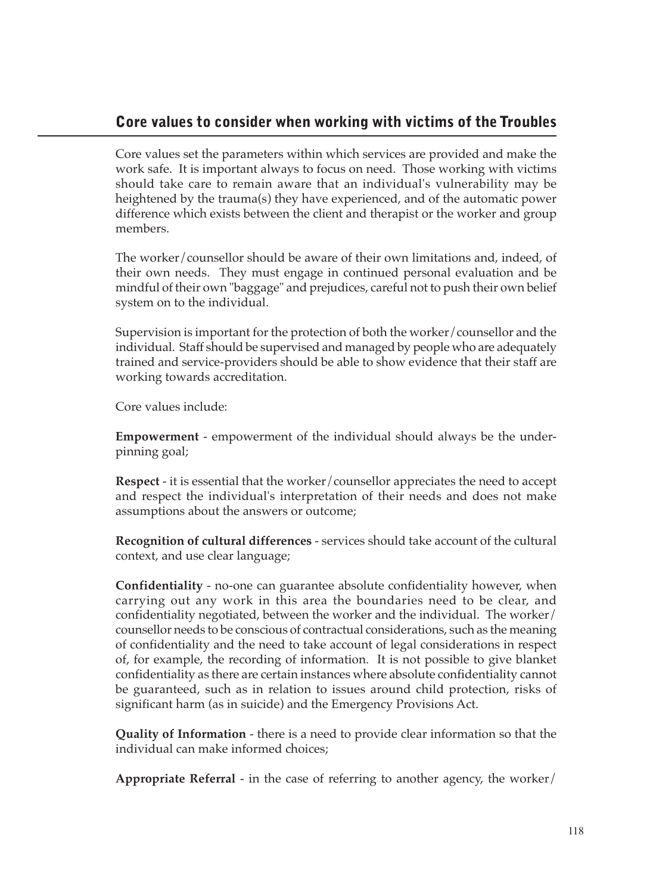## Core values to consider when working with victims of the Troubles

Core values set the parameters within which services are provided and make the work safe. It is important always to focus on need. Those working with victims should take care to remain aware that an individual's vulnerability may be heightened by the trauma(s) they have experienced, and of the automatic power difference which exists between the client and therapist or the worker and group members.

The worker/counsellor should be aware of their own limitations and, indeed, of their own needs. They must engage in continued personal evaluation and be mindful of their own "baggage" and prejudices, careful not to push their own belief system on to the individual.

Supervision is important for the protection of both the worker/counsellor and the individual. Staff should be supervised and managed by people who are adequately trained and service-providers should be able to show evidence that their staff are working towards accreditation.

Core values include:

**Empowerment** - empowerment of the individual should always be the underpinning goal;

**Respect** - it is essential that the worker/counsellor appreciates the need to accept and respect the individual's interpretation of their needs and does not make assumptions about the answers or outcome;

**Recognition of cultural differences** - services should take account of the cultural context, and use clear language;

**Confidentiality** - no-one can guarantee absolute confidentiality however, when carrying out any work in this area the boundaries need to be clear, and confidentiality negotiated, between the worker and the individual. The worker/counsellor needs to be conscious of contractual considerations, such as the meaning of confidentiality and the need to take account of legal considerations in respect of, for example, the recording of information. It is not possible to give blanket confidentiality as there are certain instances where absolute confidentiality cannot be guaranteed, such as in relation to issues around child protection, risks of significant harm (as in suicide) and the Emergency Provisions Act.

**Quality of Information** - there is a need to provide clear information so that the individual can make informed choices;

**Appropriate Referral** - in the case of referring to another agency, the worker/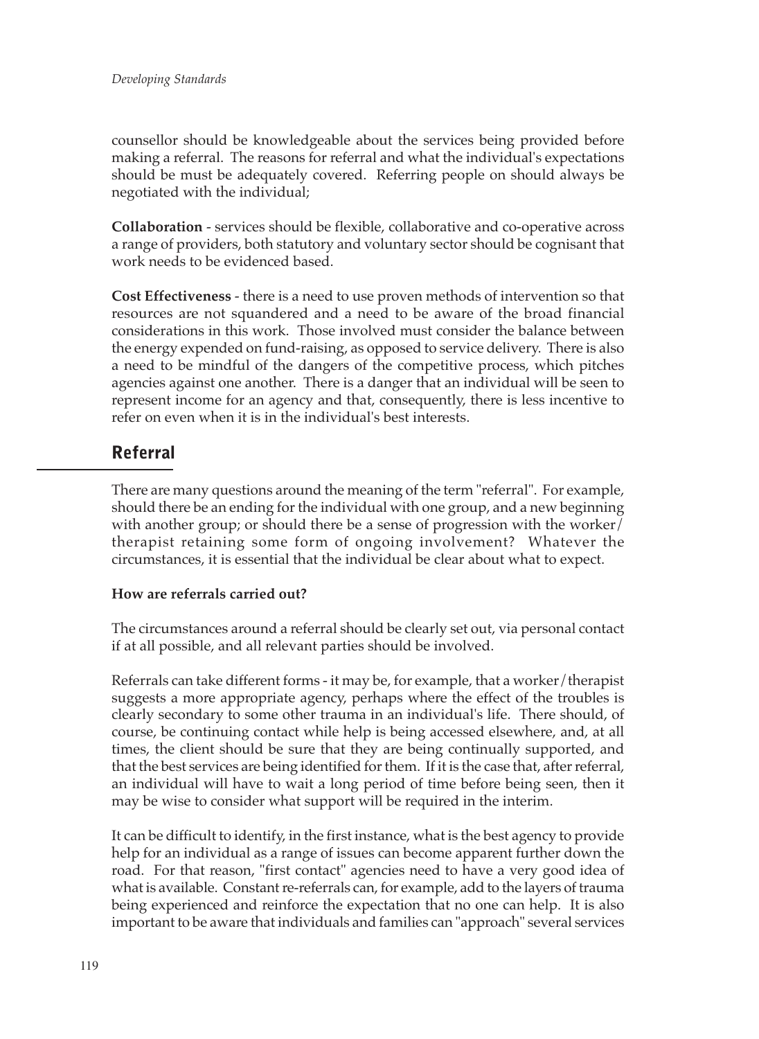counsellor should be knowledgeable about the services being provided before making a referral. The reasons for referral and what the individual's expectations should be must be adequately covered. Referring people on should always be negotiated with the individual;

**Collaboration** - services should be flexible, collaborative and co-operative across a range of providers, both statutory and voluntary sector should be cognisant that work needs to be evidenced based.

**Cost Effectiveness** - there is a need to use proven methods of intervention so that resources are not squandered and a need to be aware of the broad financial considerations in this work. Those involved must consider the balance between the energy expended on fund-raising, as opposed to service delivery. There is also a need to be mindful of the dangers of the competitive process, which pitches agencies against one another. There is a danger that an individual will be seen to represent income for an agency and that, consequently, there is less incentive to refer on even when it is in the individual's best interests.

## Referral

There are many questions around the meaning of the term "referral". For example, should there be an ending for the individual with one group, and a new beginning with another group; or should there be a sense of progression with the worker/therapist retaining some form of ongoing involvement? Whatever the circumstances, it is essential that the individual be clear about what to expect.

**How are referrals carried out?**

The circumstances around a referral should be clearly set out, via personal contact if at all possible, and all relevant parties should be involved.

Referrals can take different forms - it may be, for example, that a worker/therapist suggests a more appropriate agency, perhaps where the effect of the troubles is clearly secondary to some other trauma in an individual's life. There should, of course, be continuing contact while help is being accessed elsewhere, and, at all times, the client should be sure that they are being continually supported, and that the best services are being identified for them. If it is the case that, after referral, an individual will have to wait a long period of time before being seen, then it may be wise to consider what support will be required in the interim.

It can be difficult to identify, in the first instance, what is the best agency to provide help for an individual as a range of issues can become apparent further down the road. For that reason, "first contact" agencies need to have a very good idea of what is available. Constant re-referrals can, for example, add to the layers of trauma being experienced and reinforce the expectation that no one can help. It is also important to be aware that individuals and families can "approach" several services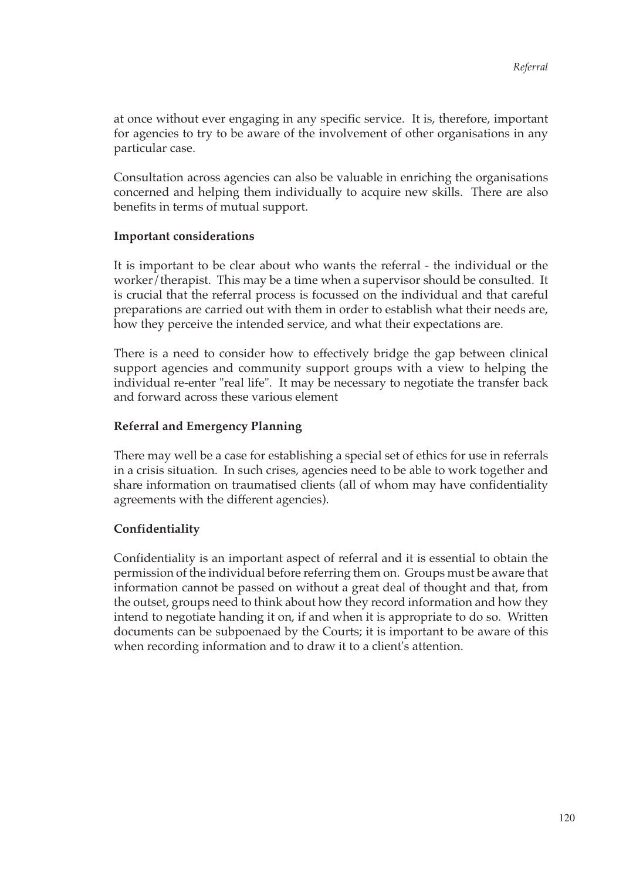at once without ever engaging in any specific service. It is, therefore, important for agencies to try to be aware of the involvement of other organisations in any particular case.

Consultation across agencies can also be valuable in enriching the organisations concerned and helping them individually to acquire new skills. There are also benefits in terms of mutual support.

**Important considerations**

It is important to be clear about who wants the referral - the individual or the worker/therapist. This may be a time when a supervisor should be consulted. It is crucial that the referral process is focussed on the individual and that careful preparations are carried out with them in order to establish what their needs are, how they perceive the intended service, and what their expectations are.

There is a need to consider how to effectively bridge the gap between clinical support agencies and community support groups with a view to helping the individual re-enter "real life". It may be necessary to negotiate the transfer back and forward across these various element

**Referral and Emergency Planning**

There may well be a case for establishing a special set of ethics for use in referrals in a crisis situation. In such crises, agencies need to be able to work together and share information on traumatised clients (all of whom may have confidentiality agreements with the different agencies).

**Confidentiality**

Confidentiality is an important aspect of referral and it is essential to obtain the permission of the individual before referring them on. Groups must be aware that information cannot be passed on without a great deal of thought and that, from the outset, groups need to think about how they record information and how they intend to negotiate handing it on, if and when it is appropriate to do so. Written documents can be subpoenaed by the Courts; it is important to be aware of this when recording information and to draw it to a client's attention.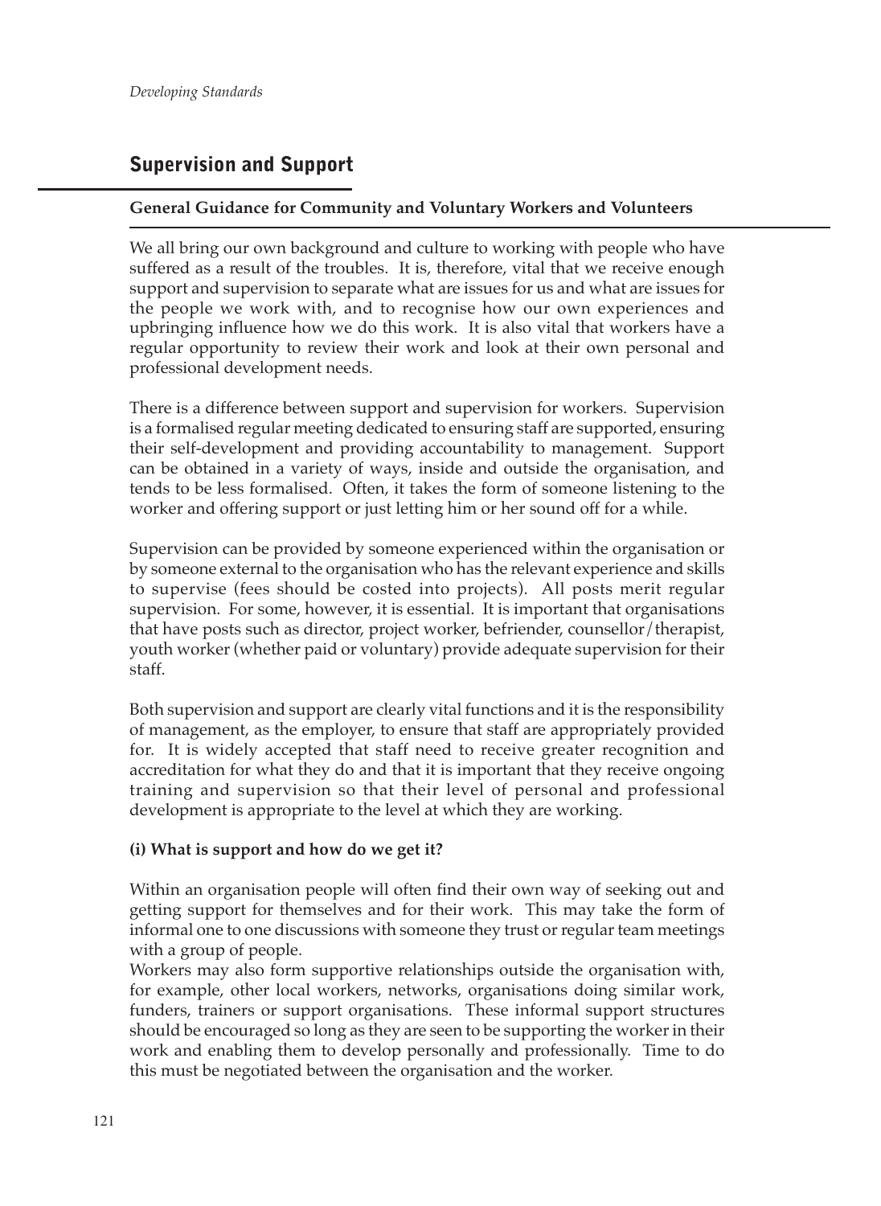## Supervision and Support

**General Guidance for Community and Voluntary Workers and Volunteers**

We all bring our own background and culture to working with people who have suffered as a result of the troubles. It is, therefore, vital that we receive enough support and supervision to separate what are issues for us and what are issues for the people we work with, and to recognise how our own experiences and upbringing influence how we do this work. It is also vital that workers have a regular opportunity to review their work and look at their own personal and professional development needs.

There is a difference between support and supervision for workers. Supervision is a formalised regular meeting dedicated to ensuring staff are supported, ensuring their self-development and providing accountability to management. Support can be obtained in a variety of ways, inside and outside the organisation, and tends to be less formalised. Often, it takes the form of someone listening to the worker and offering support or just letting him or her sound off for a while.

Supervision can be provided by someone experienced within the organisation or by someone external to the organisation who has the relevant experience and skills to supervise (fees should be costed into projects). All posts merit regular supervision. For some, however, it is essential. It is important that organisations that have posts such as director, project worker, befriender, counsellor/therapist, youth worker (whether paid or voluntary) provide adequate supervision for their staff.

Both supervision and support are clearly vital functions and it is the responsibility of management, as the employer, to ensure that staff are appropriately provided for. It is widely accepted that staff need to receive greater recognition and accreditation for what they do and that it is important that they receive ongoing training and supervision so that their level of personal and professional development is appropriate to the level at which they are working.

**(i) What is support and how do we get it?**

Within an organisation people will often find their own way of seeking out and getting support for themselves and for their work. This may take the form of informal one to one discussions with someone they trust or regular team meetings with a group of people.

Workers may also form supportive relationships outside the organisation with, for example, other local workers, networks, organisations doing similar work, funders, trainers or support organisations. These informal support structures should be encouraged so long as they are seen to be supporting the worker in their work and enabling them to develop personally and professionally. Time to do this must be negotiated between the organisation and the worker.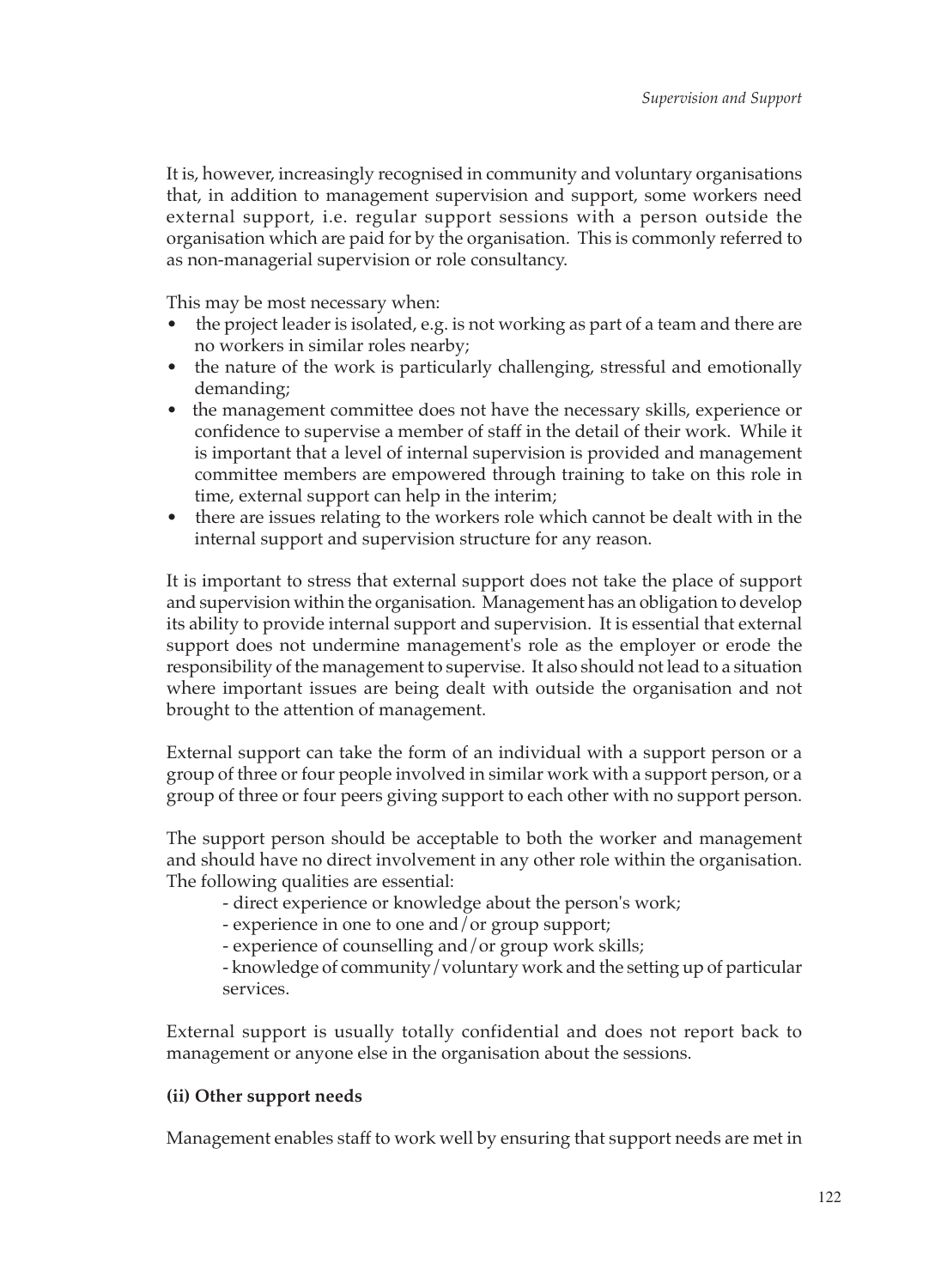It is, however, increasingly recognised in community and voluntary organisations that, in addition to management supervision and support, some workers need external support, i.e. regular support sessions with a person outside the organisation which are paid for by the organisation. This is commonly referred to as non-managerial supervision or role consultancy.

This may be most necessary when:

- the project leader is isolated, e.g. is not working as part of a team and there are no workers in similar roles nearby;
- the nature of the work is particularly challenging, stressful and emotionally demanding;
- the management committee does not have the necessary skills, experience or confidence to supervise a member of staff in the detail of their work. While it is important that a level of internal supervision is provided and management committee members are empowered through training to take on this role in time, external support can help in the interim;
- there are issues relating to the workers role which cannot be dealt with in the internal support and supervision structure for any reason.

It is important to stress that external support does not take the place of support and supervision within the organisation. Management has an obligation to develop its ability to provide internal support and supervision. It is essential that external support does not undermine management's role as the employer or erode the responsibility of the management to supervise. It also should not lead to a situation where important issues are being dealt with outside the organisation and not brought to the attention of management.

External support can take the form of an individual with a support person or a group of three or four people involved in similar work with a support person, or a group of three or four peers giving support to each other with no support person.

The support person should be acceptable to both the worker and management and should have no direct involvement in any other role within the organisation. The following qualities are essential:

- direct experience or knowledge about the person's work;
- experience in one to one and/or group support;
- experience of counselling and/or group work skills;
- knowledge of community/voluntary work and the setting up of particular services.

External support is usually totally confidential and does not report back to management or anyone else in the organisation about the sessions.

**(ii) Other support needs**

Management enables staff to work well by ensuring that support needs are met in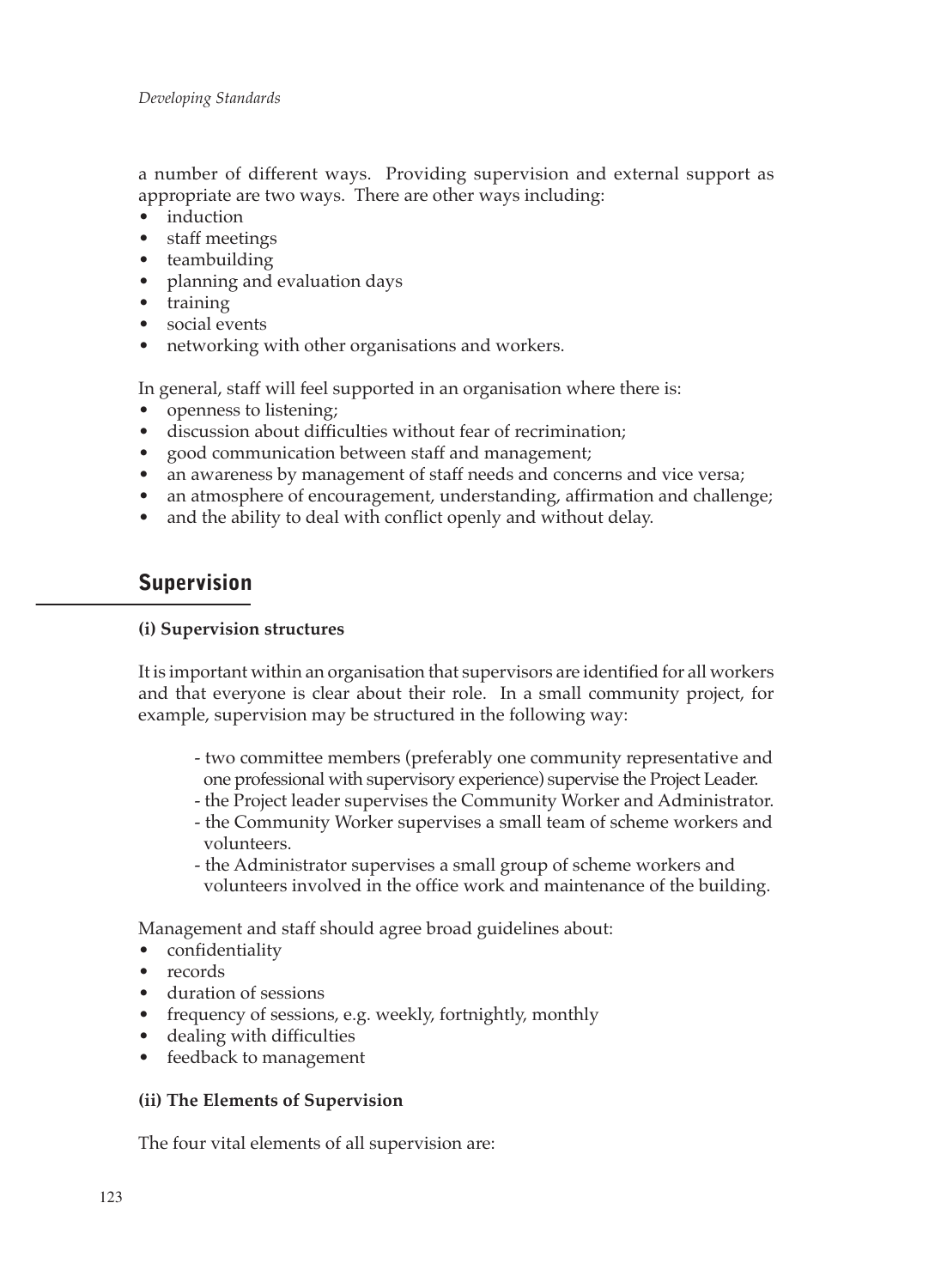a number of different ways. Providing supervision and external support as appropriate are two ways. There are other ways including:

- induction
- staff meetings
- teambuilding
- planning and evaluation days
- training
- social events
- networking with other organisations and workers.

In general, staff will feel supported in an organisation where there is:

- openness to listening;
- discussion about difficulties without fear of recrimination;
- good communication between staff and management;
- an awareness by management of staff needs and concerns and vice versa;
- an atmosphere of encouragement, understanding, affirmation and challenge;
- and the ability to deal with conflict openly and without delay.

## Supervision

**(i) Supervision structures**

It is important within an organisation that supervisors are identified for all workers and that everyone is clear about their role. In a small community project, for example, supervision may be structured in the following way:

- two committee members (preferably one community representative and one professional with supervisory experience) supervise the Project Leader.
- the Project leader supervises the Community Worker and Administrator.
- the Community Worker supervises a small team of scheme workers and volunteers.
- the Administrator supervises a small group of scheme workers and volunteers involved in the office work and maintenance of the building.

Management and staff should agree broad guidelines about:

- confidentiality
- records
- duration of sessions
- frequency of sessions, e.g. weekly, fortnightly, monthly
- dealing with difficulties
- feedback to management

**(ii) The Elements of Supervision**

The four vital elements of all supervision are: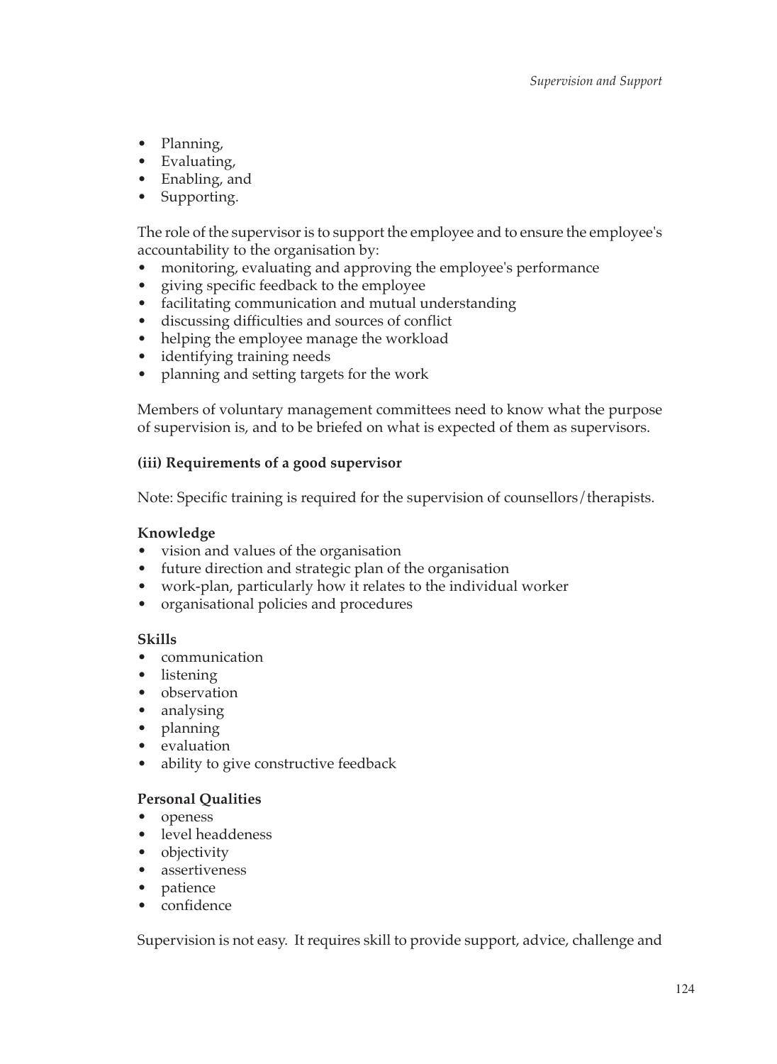- Planning,
- Evaluating,
- Enabling, and
- Supporting.

The role of the supervisor is to support the employee and to ensure the employee's accountability to the organisation by:

- monitoring, evaluating and approving the employee's performance
- giving specific feedback to the employee
- facilitating communication and mutual understanding
- discussing difficulties and sources of conflict
- helping the employee manage the workload
- identifying training needs
- planning and setting targets for the work

Members of voluntary management committees need to know what the purpose of supervision is, and to be briefed on what is expected of them as supervisors.

**(iii) Requirements of a good supervisor**

Note: Specific training is required for the supervision of counsellors/therapists.

**Knowledge**

- vision and values of the organisation
- future direction and strategic plan of the organisation
- work-plan, particularly how it relates to the individual worker
- organisational policies and procedures

**Skills**

- communication
- listening
- observation
- analysing
- planning
- evaluation
- ability to give constructive feedback

**Personal Qualities**

- openess
- level headdeness
- objectivity
- assertiveness
- patience
- confidence

Supervision is not easy. It requires skill to provide support, advice, challenge and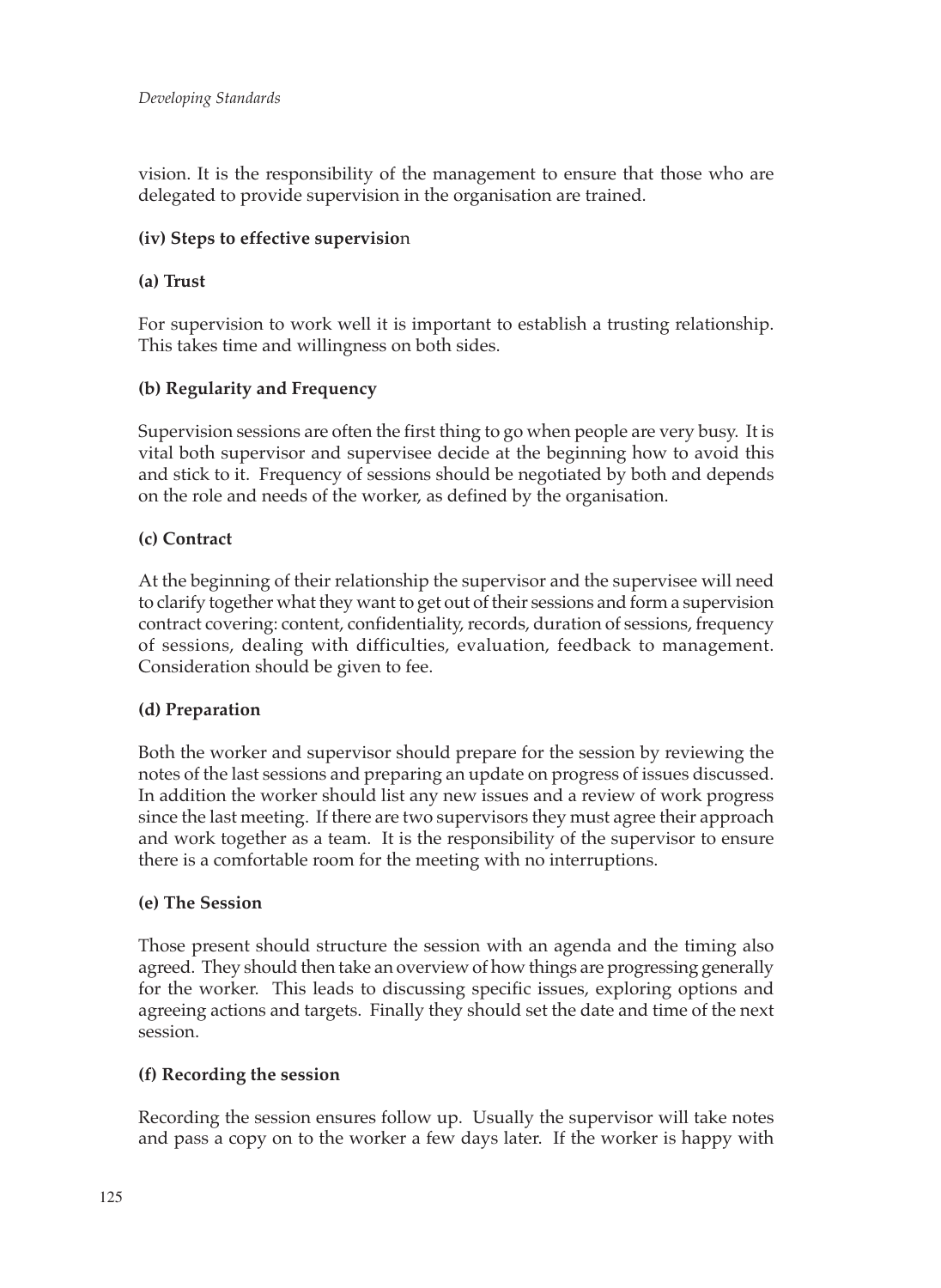vision. It is the responsibility of the management to ensure that those who are delegated to provide supervision in the organisation are trained.

**(iv) Steps to effective supervision**

**(a) Trust**

For supervision to work well it is important to establish a trusting relationship. This takes time and willingness on both sides.

**(b) Regularity and Frequency**

Supervision sessions are often the first thing to go when people are very busy. It is vital both supervisor and supervisee decide at the beginning how to avoid this and stick to it. Frequency of sessions should be negotiated by both and depends on the role and needs of the worker, as defined by the organisation.

**(c) Contract**

At the beginning of their relationship the supervisor and the supervisee will need to clarify together what they want to get out of their sessions and form a supervision contract covering: content, confidentiality, records, duration of sessions, frequency of sessions, dealing with difficulties, evaluation, feedback to management. Consideration should be given to fee.

**(d) Preparation**

Both the worker and supervisor should prepare for the session by reviewing the notes of the last sessions and preparing an update on progress of issues discussed. In addition the worker should list any new issues and a review of work progress since the last meeting. If there are two supervisors they must agree their approach and work together as a team. It is the responsibility of the supervisor to ensure there is a comfortable room for the meeting with no interruptions.

**(e) The Session**

Those present should structure the session with an agenda and the timing also agreed. They should then take an overview of how things are progressing generally for the worker. This leads to discussing specific issues, exploring options and agreeing actions and targets. Finally they should set the date and time of the next session.

**(f) Recording the session**

Recording the session ensures follow up. Usually the supervisor will take notes and pass a copy on to the worker a few days later. If the worker is happy with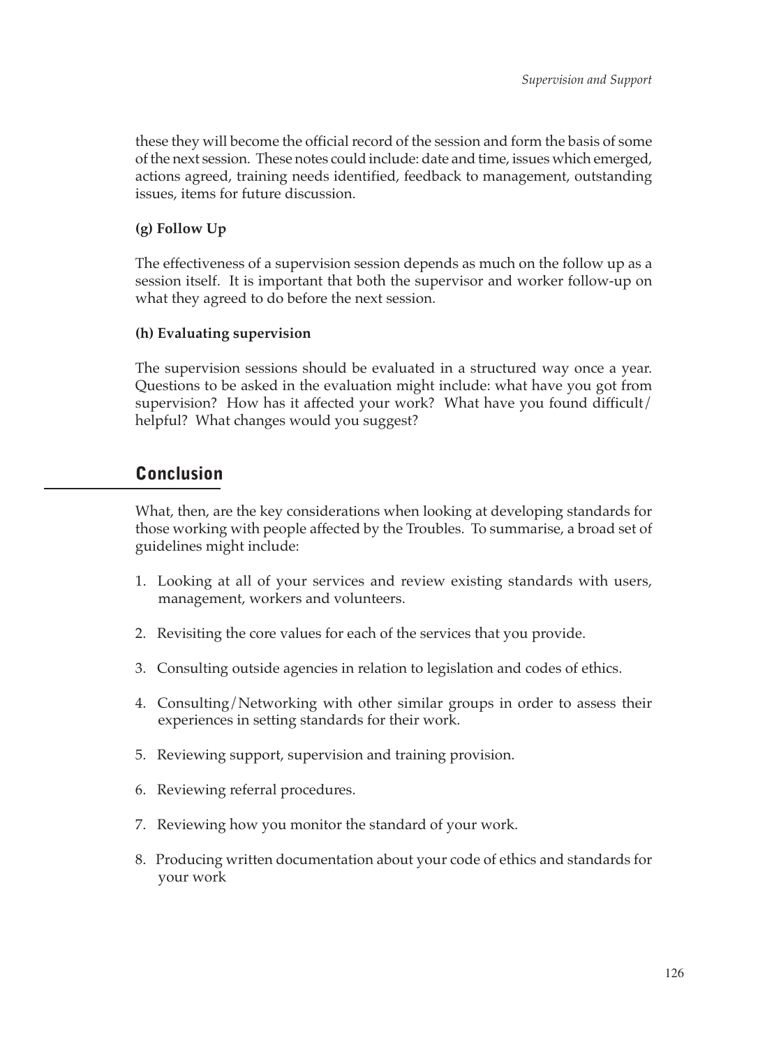these they will become the official record of the session and form the basis of some of the next session. These notes could include: date and time, issues which emerged, actions agreed, training needs identified, feedback to management, outstanding issues, items for future discussion.

**(g) Follow Up**

The effectiveness of a supervision session depends as much on the follow up as a session itself. It is important that both the supervisor and worker follow-up on what they agreed to do before the next session.

**(h) Evaluating supervision**

The supervision sessions should be evaluated in a structured way once a year. Questions to be asked in the evaluation might include: what have you got from supervision? How has it affected your work? What have you found difficult/ helpful? What changes would you suggest?

## Conclusion

What, then, are the key considerations when looking at developing standards for those working with people affected by the Troubles. To summarise, a broad set of guidelines might include:

1. Looking at all of your services and review existing standards with users, management, workers and volunteers.
2. Revisiting the core values for each of the services that you provide.
3. Consulting outside agencies in relation to legislation and codes of ethics.
4. Consulting/Networking with other similar groups in order to assess their experiences in setting standards for their work.
5. Reviewing support, supervision and training provision.
6. Reviewing referral procedures.
7. Reviewing how you monitor the standard of your work.
8. Producing written documentation about your code of ethics and standards for your work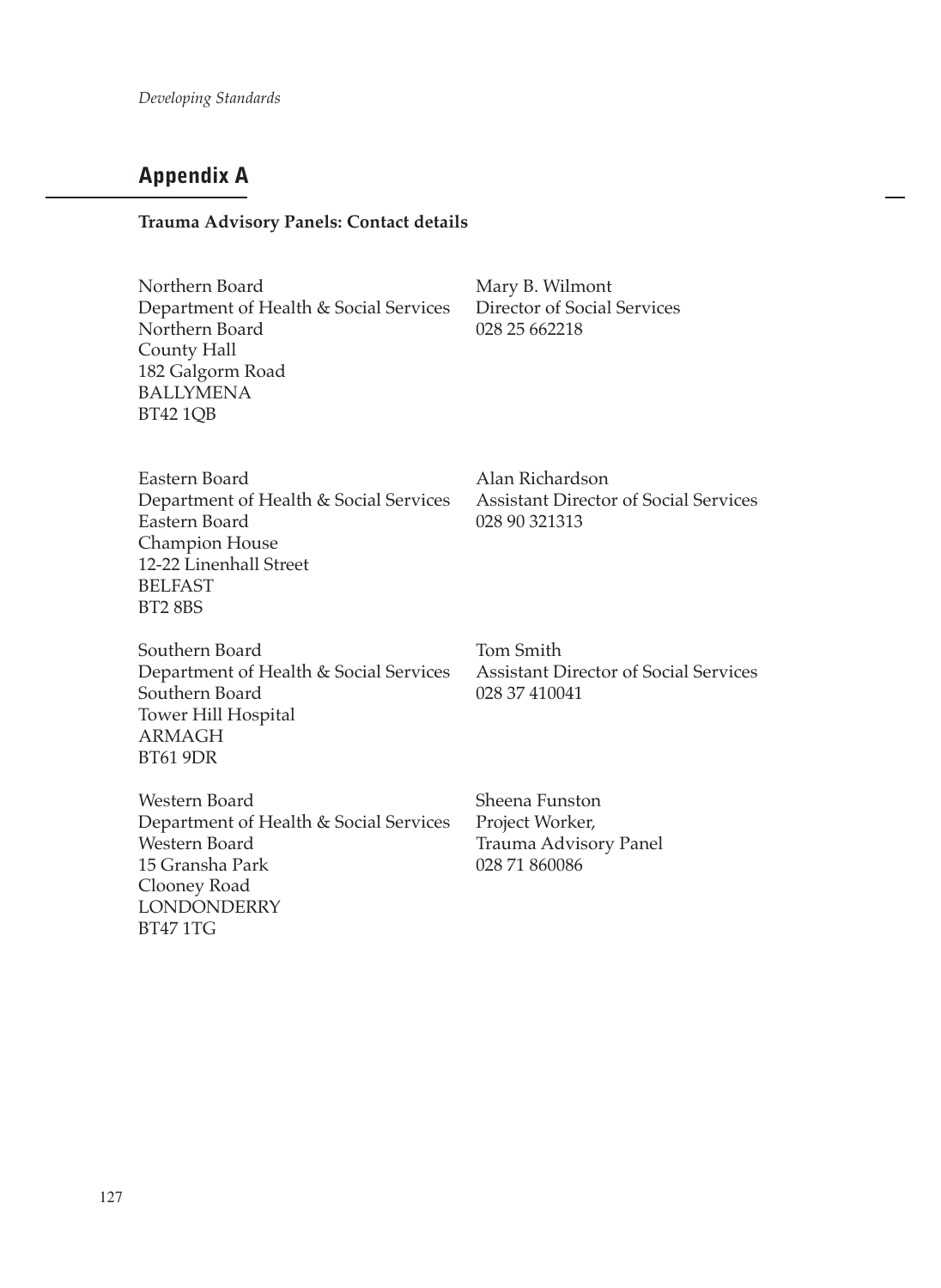## Appendix A

**Trauma Advisory Panels: Contact details**

Northern Board
Department of Health & Social Services
Northern Board
County Hall
182 Galgorm Road
BALLYMENA
BT42 1QB

Mary B. Wilmont
Director of Social Services
028 25 662218

Eastern Board
Department of Health & Social Services
Eastern Board
Champion House
12-22 Linenhall Street
BELFAST
BT2 8BS

Alan Richardson
Assistant Director of Social Services
028 90 321313

Southern Board
Department of Health & Social Services
Southern Board
Tower Hill Hospital
ARMAGH
BT61 9DR

Tom Smith
Assistant Director of Social Services
028 37 410041

Western Board
Department of Health & Social Services
Western Board
15 Gransha Park
Clooney Road
LONDONDERRY
BT47 1TG

Sheena Funston
Project Worker,
Trauma Advisory Panel
028 71 860086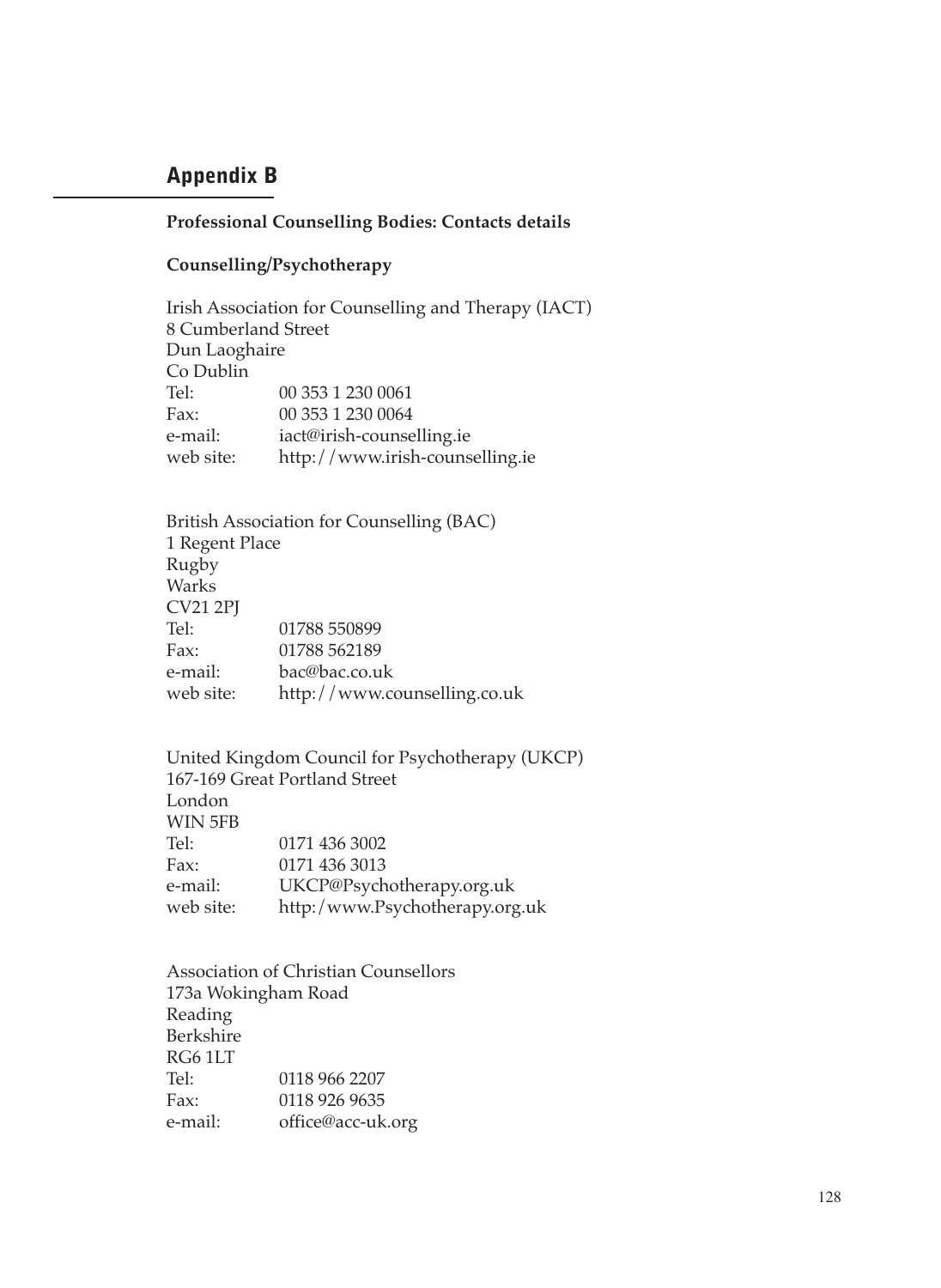# Appendix B

**Professional Counselling Bodies: Contacts details**

**Counselling/Psychotherapy**

Irish Association for Counselling and Therapy (IACT)
8 Cumberland Street
Dun Laoghaire
Co Dublin

| | |
|---|---|
| Tel: | 00 353 1 230 0061 |
| Fax: | 00 353 1 230 0064 |
| e-mail: | iact@irish-counselling.ie |
| web site: | http://www.irish-counselling.ie |

British Association for Counselling (BAC)
1 Regent Place
Rugby
Warks
CV21 2PJ

| | |
|---|---|
| Tel: | 01788 550899 |
| Fax: | 01788 562189 |
| e-mail: | bac@bac.co.uk |
| web site: | http://www.counselling.co.uk |

United Kingdom Council for Psychotherapy (UKCP)
167-169 Great Portland Street
London
WIN 5FB

| | |
|---|---|
| Tel: | 0171 436 3002 |
| Fax: | 0171 436 3013 |
| e-mail: | UKCP@Psychotherapy.org.uk |
| web site: | http:/www.Psychotherapy.org.uk |

Association of Christian Counsellors
173a Wokingham Road
Reading
Berkshire
RG6 1LT

| | |
|---|---|
| Tel: | 0118 966 2207 |
| Fax: | 0118 926 9635 |
| e-mail: | office@acc-uk.org |